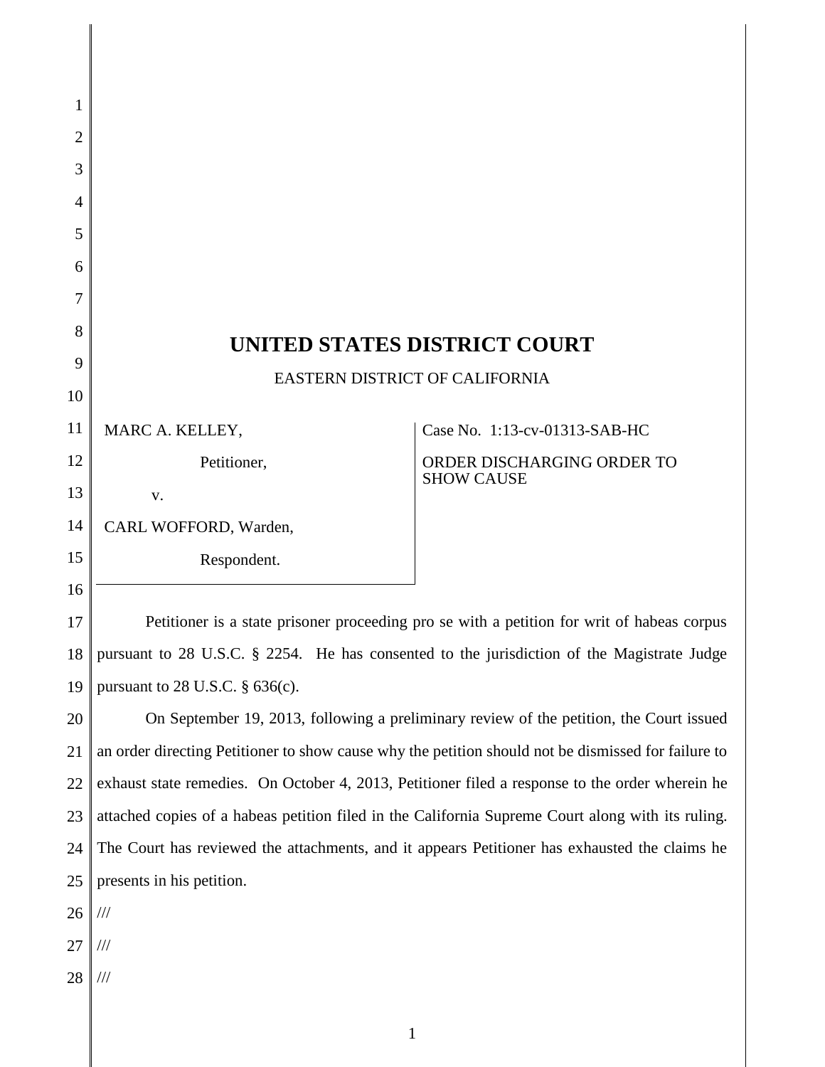# UNITED STATES DISTRICT COURT

EASTERN DISTRICT OF CALIFORNIA

| | |
|---|---|
| MARC A. KELLEY,<br><br>Petitioner,<br><br>v.<br><br>CARL WOFFORD, Warden,<br><br>Respondent. | Case No. 1:13-cv-01313-SAB-HC<br><br>ORDER DISCHARGING ORDER TO SHOW CAUSE |

Petitioner is a state prisoner proceeding pro se with a petition for writ of habeas corpus pursuant to 28 U.S.C. § 2254. He has consented to the jurisdiction of the Magistrate Judge pursuant to 28 U.S.C. § 636(c).

On September 19, 2013, following a preliminary review of the petition, the Court issued an order directing Petitioner to show cause why the petition should not be dismissed for failure to exhaust state remedies. On October 4, 2013, Petitioner filed a response to the order wherein he attached copies of a habeas petition filed in the California Supreme Court along with its ruling. The Court has reviewed the attachments, and it appears Petitioner has exhausted the claims he presents in his petition.

///

///

///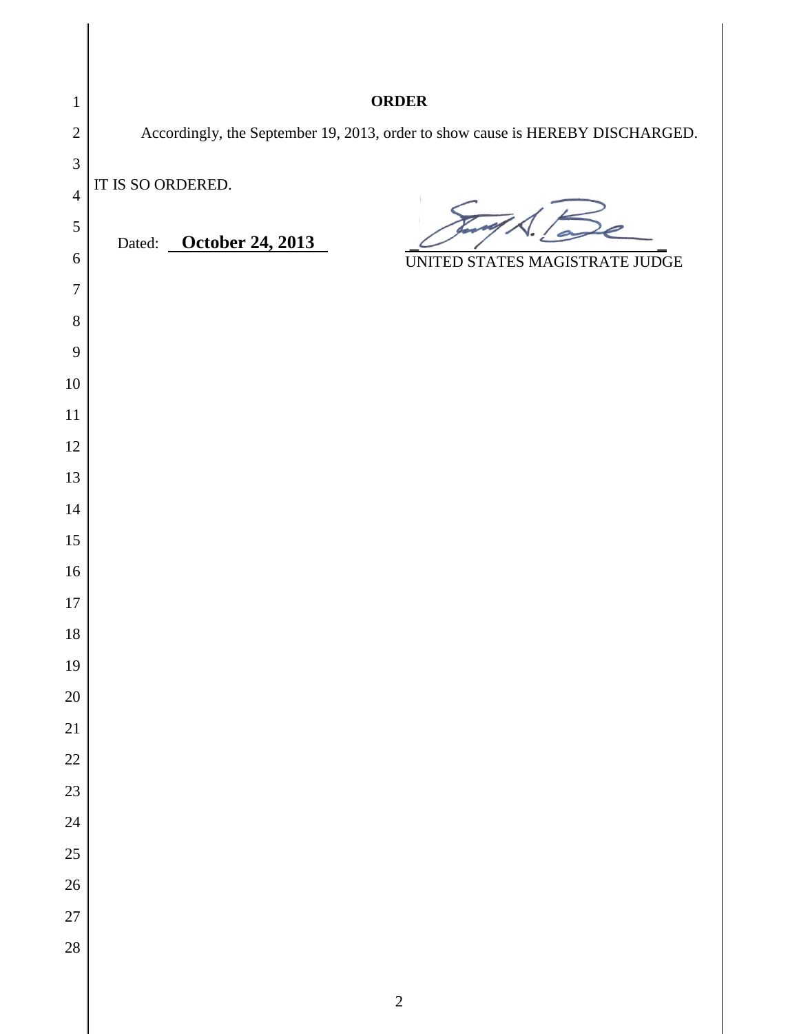**ORDER**

Accordingly, the September 19, 2013, order to show cause is HEREBY DISCHARGED.

IT IS SO ORDERED.

Dated: **October 24, 2013**

UNITED STATES MAGISTRATE JUDGE